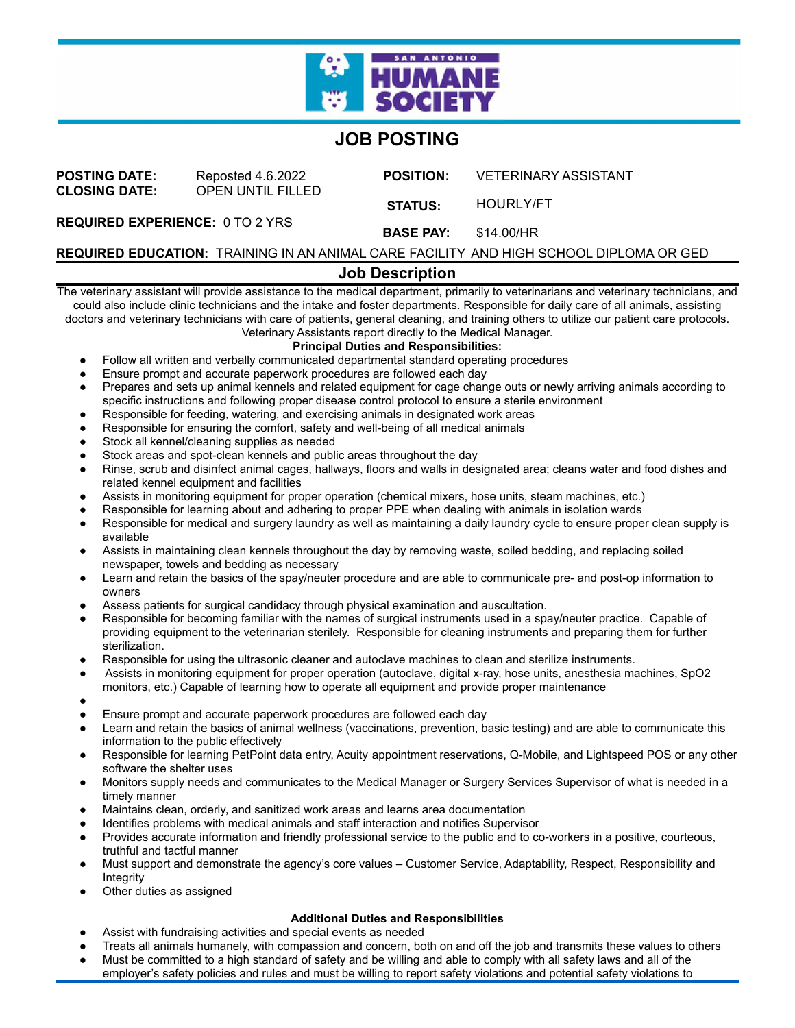SAN ANTONIO HUMANE SOCIETY

# JOB POSTING

**POSTING DATE:** Reposted 4.6.2022
**CLOSING DATE:** OPEN UNTIL FILLED

**POSITION:** VETERINARY ASSISTANT

**STATUS:** HOURLY/FT

**REQUIRED EXPERIENCE:** 0 TO 2 YRS

**BASE PAY:** $14.00/HR

**REQUIRED EDUCATION:** TRAINING IN AN ANIMAL CARE FACILITY AND HIGH SCHOOL DIPLOMA OR GED

## Job Description

The veterinary assistant will provide assistance to the medical department, primarily to veterinarians and veterinary technicians, and could also include clinic technicians and the intake and foster departments. Responsible for daily care of all animals, assisting doctors and veterinary technicians with care of patients, general cleaning, and training others to utilize our patient care protocols. Veterinary Assistants report directly to the Medical Manager.

**Principal Duties and Responsibilities:**

- Follow all written and verbally communicated departmental standard operating procedures
- Ensure prompt and accurate paperwork procedures are followed each day
- Prepares and sets up animal kennels and related equipment for cage change outs or newly arriving animals according to specific instructions and following proper disease control protocol to ensure a sterile environment
- Responsible for feeding, watering, and exercising animals in designated work areas
- Responsible for ensuring the comfort, safety and well-being of all medical animals
- Stock all kennel/cleaning supplies as needed
- Stock areas and spot-clean kennels and public areas throughout the day
- Rinse, scrub and disinfect animal cages, hallways, floors and walls in designated area; cleans water and food dishes and related kennel equipment and facilities
- Assists in monitoring equipment for proper operation (chemical mixers, hose units, steam machines, etc.)
- Responsible for learning about and adhering to proper PPE when dealing with animals in isolation wards
- Responsible for medical and surgery laundry as well as maintaining a daily laundry cycle to ensure proper clean supply is available
- Assists in maintaining clean kennels throughout the day by removing waste, soiled bedding, and replacing soiled newspaper, towels and bedding as necessary
- Learn and retain the basics of the spay/neuter procedure and are able to communicate pre- and post-op information to owners
- Assess patients for surgical candidacy through physical examination and auscultation.
- Responsible for becoming familiar with the names of surgical instruments used in a spay/neuter practice. Capable of providing equipment to the veterinarian sterilely. Responsible for cleaning instruments and preparing them for further sterilization.
- Responsible for using the ultrasonic cleaner and autoclave machines to clean and sterilize instruments.
- Assists in monitoring equipment for proper operation (autoclave, digital x-ray, hose units, anesthesia machines, SpO2 monitors, etc.) Capable of learning how to operate all equipment and provide proper maintenance
- 
- Ensure prompt and accurate paperwork procedures are followed each day
- Learn and retain the basics of animal wellness (vaccinations, prevention, basic testing) and are able to communicate this information to the public effectively
- Responsible for learning PetPoint data entry, Acuity appointment reservations, Q-Mobile, and Lightspeed POS or any other software the shelter uses
- Monitors supply needs and communicates to the Medical Manager or Surgery Services Supervisor of what is needed in a timely manner
- Maintains clean, orderly, and sanitized work areas and learns area documentation
- Identifies problems with medical animals and staff interaction and notifies Supervisor
- Provides accurate information and friendly professional service to the public and to co-workers in a positive, courteous, truthful and tactful manner
- Must support and demonstrate the agency's core values – Customer Service, Adaptability, Respect, Responsibility and Integrity
- Other duties as assigned

**Additional Duties and Responsibilities**

- Assist with fundraising activities and special events as needed
- Treats all animals humanely, with compassion and concern, both on and off the job and transmits these values to others
- Must be committed to a high standard of safety and be willing and able to comply with all safety laws and all of the employer's safety policies and rules and must be willing to report safety violations and potential safety violations to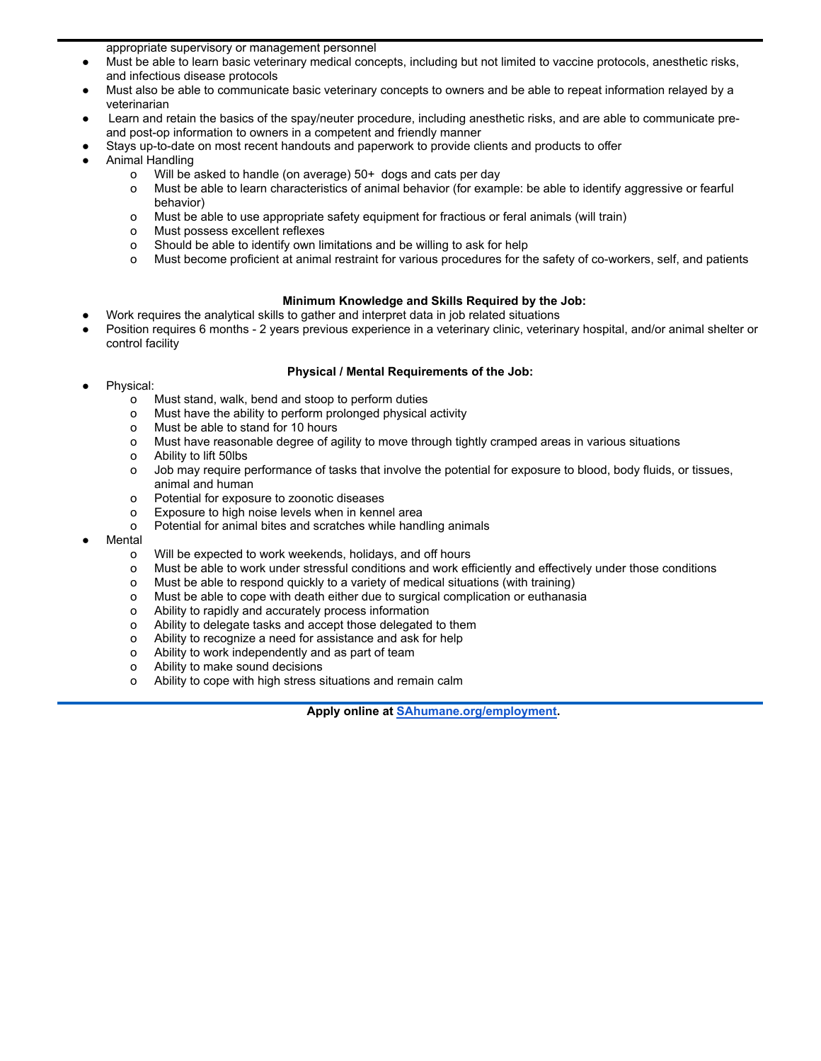appropriate supervisory or management personnel

- Must be able to learn basic veterinary medical concepts, including but not limited to vaccine protocols, anesthetic risks, and infectious disease protocols
- Must also be able to communicate basic veterinary concepts to owners and be able to repeat information relayed by a veterinarian
- Learn and retain the basics of the spay/neuter procedure, including anesthetic risks, and are able to communicate pre- and post-op information to owners in a competent and friendly manner
- Stays up-to-date on most recent handouts and paperwork to provide clients and products to offer
- Animal Handling
  - Will be asked to handle (on average) 50+ dogs and cats per day
  - Must be able to learn characteristics of animal behavior (for example: be able to identify aggressive or fearful behavior)
  - Must be able to use appropriate safety equipment for fractious or feral animals (will train)
  - Must possess excellent reflexes
  - Should be able to identify own limitations and be willing to ask for help
  - Must become proficient at animal restraint for various procedures for the safety of co-workers, self, and patients

**Minimum Knowledge and Skills Required by the Job:**

- Work requires the analytical skills to gather and interpret data in job related situations
- Position requires 6 months - 2 years previous experience in a veterinary clinic, veterinary hospital, and/or animal shelter or control facility

**Physical / Mental Requirements of the Job:**

- Physical:
  - Must stand, walk, bend and stoop to perform duties
  - Must have the ability to perform prolonged physical activity
  - Must be able to stand for 10 hours
  - Must have reasonable degree of agility to move through tightly cramped areas in various situations
  - Ability to lift 50lbs
  - Job may require performance of tasks that involve the potential for exposure to blood, body fluids, or tissues, animal and human
  - Potential for exposure to zoonotic diseases
  - Exposure to high noise levels when in kennel area
  - Potential for animal bites and scratches while handling animals
- Mental
  - Will be expected to work weekends, holidays, and off hours
  - Must be able to work under stressful conditions and work efficiently and effectively under those conditions
  - Must be able to respond quickly to a variety of medical situations (with training)
  - Must be able to cope with death either due to surgical complication or euthanasia
  - Ability to rapidly and accurately process information
  - Ability to delegate tasks and accept those delegated to them
  - Ability to recognize a need for assistance and ask for help
  - Ability to work independently and as part of team
  - Ability to make sound decisions
  - Ability to cope with high stress situations and remain calm

**Apply online at [SAhumane.org/employment](SAhumane.org/employment).**